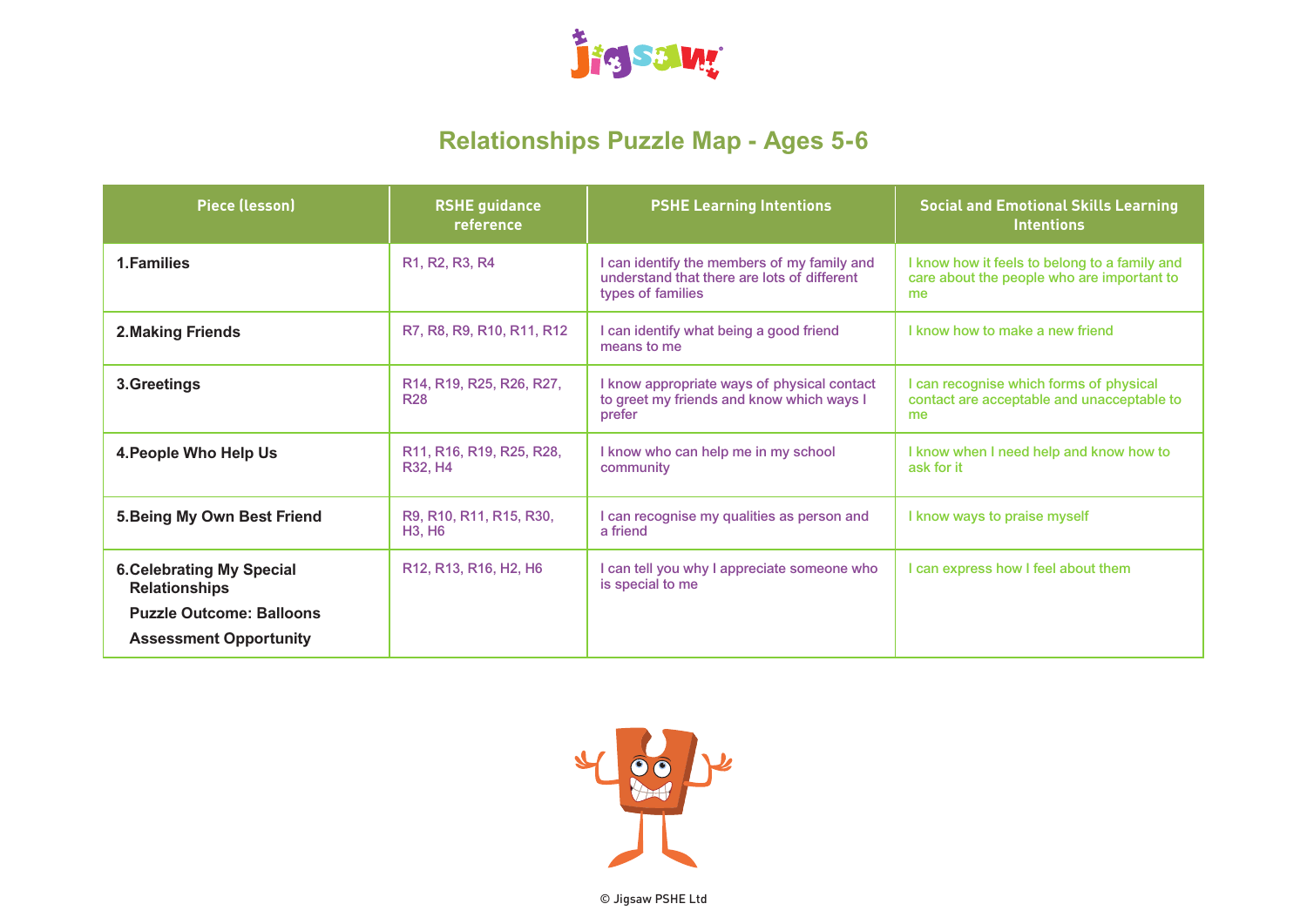# Relationships Puzzle Map - Ages 5-6

| Piece (lesson) | RSHE guidance reference | PSHE Learning Intentions | Social and Emotional Skills Learning Intentions |
| --- | --- | --- | --- |
| **1.Families** | R1, R2, R3, R4 | I can identify the members of my family and understand that there are lots of different types of families | I know how it feels to belong to a family and care about the people who are important to me |
| **2.Making Friends** | R7, R8, R9, R10, R11, R12 | I can identify what being a good friend means to me | I know how to make a new friend |
| **3.Greetings** | R14, R19, R25, R26, R27, R28 | I know appropriate ways of physical contact to greet my friends and know which ways I prefer | I can recognise which forms of physical contact are acceptable and unacceptable to me |
| **4.People Who Help Us** | R11, R16, R19, R25, R28, R32, H4 | I know who can help me in my school community | I know when I need help and know how to ask for it |
| **5.Being My Own Best Friend** | R9, R10, R11, R15, R30, H3, H6 | I can recognise my qualities as person and a friend | I know ways to praise myself |
| **6.Celebrating My Special Relationships** **Puzzle Outcome: Balloons** **Assessment Opportunity** | R12, R13, R16, H2, H6 | I can tell you why I appreciate someone who is special to me | I can express how I feel about them |

© Jigsaw PSHE Ltd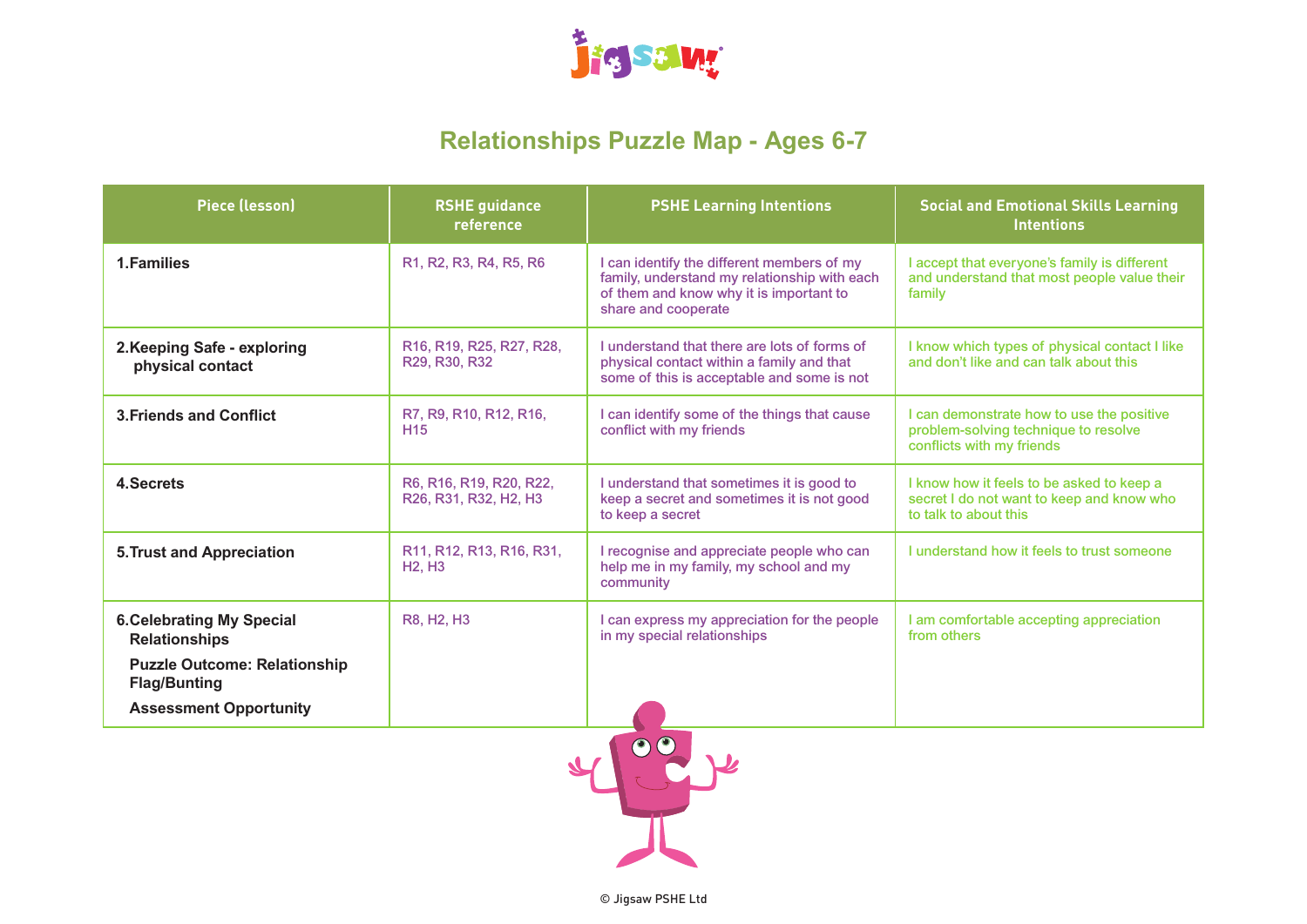# Relationships Puzzle Map - Ages 6-7

| Piece (lesson) | RSHE guidance reference | PSHE Learning Intentions | Social and Emotional Skills Learning Intentions |
|---|---|---|---|
| **1.Families** | R1, R2, R3, R4, R5, R6 | I can identify the different members of my family, understand my relationship with each of them and know why it is important to share and cooperate | I accept that everyone's family is different and understand that most people value their family |
| **2.Keeping Safe - exploring physical contact** | R16, R19, R25, R27, R28, R29, R30, R32 | I understand that there are lots of forms of physical contact within a family and that some of this is acceptable and some is not | I know which types of physical contact I like and don't like and can talk about this |
| **3.Friends and Conflict** | R7, R9, R10, R12, R16, H15 | I can identify some of the things that cause conflict with my friends | I can demonstrate how to use the positive problem-solving technique to resolve conflicts with my friends |
| **4.Secrets** | R6, R16, R19, R20, R22, R26, R31, R32, H2, H3 | I understand that sometimes it is good to keep a secret and sometimes it is not good to keep a secret | I know how it feels to be asked to keep a secret I do not want to keep and know who to talk to about this |
| **5.Trust and Appreciation** | R11, R12, R13, R16, R31, H2, H3 | I recognise and appreciate people who can help me in my family, my school and my community | I understand how it feels to trust someone |
| **6.Celebrating My Special Relationships**<br>**Puzzle Outcome: Relationship Flag/Bunting**<br>**Assessment Opportunity** | R8, H2, H3 | I can express my appreciation for the people in my special relationships | I am comfortable accepting appreciation from others |

© Jigsaw PSHE Ltd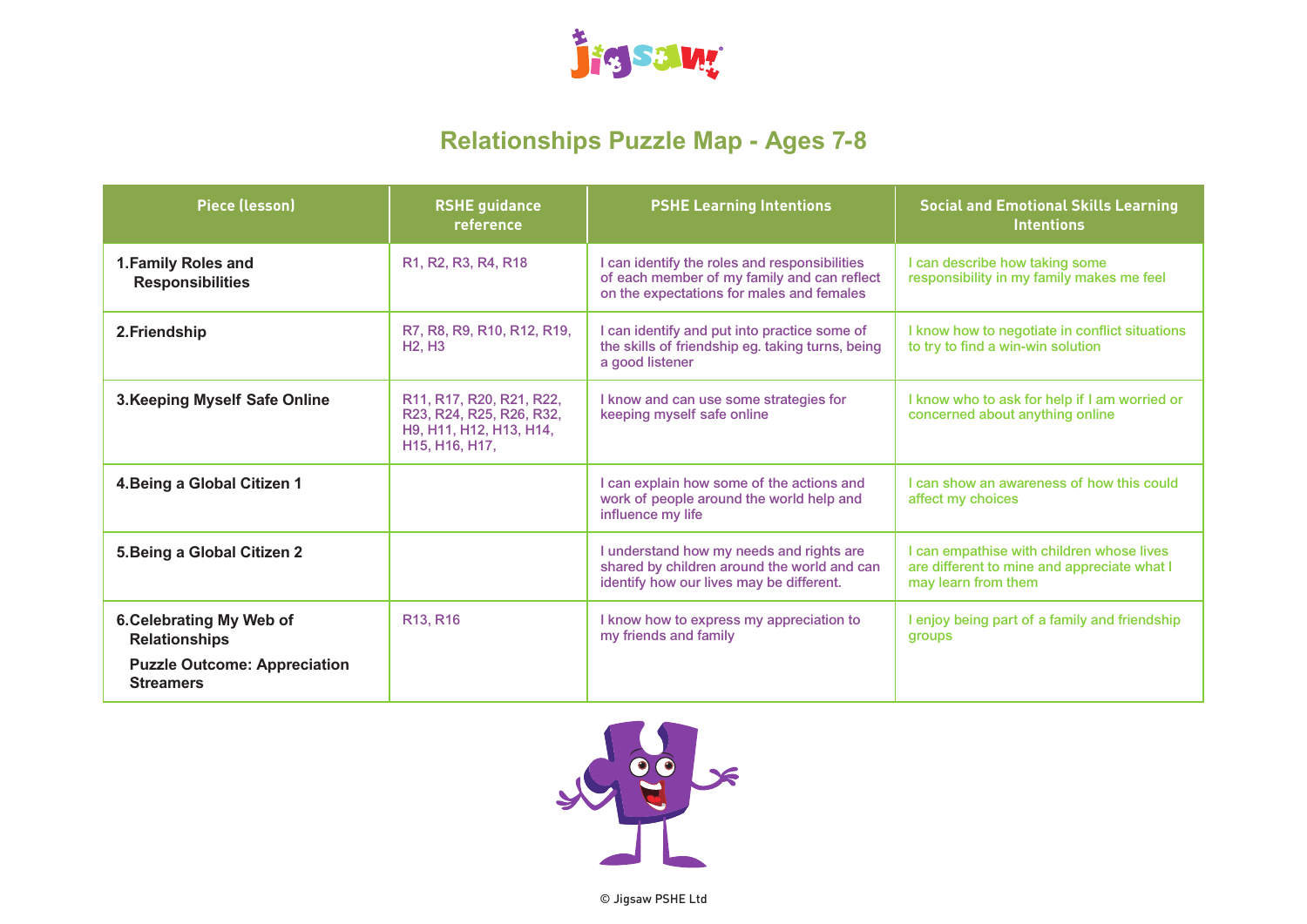# Relationships Puzzle Map - Ages 7-8

| Piece (lesson) | RSHE guidance reference | PSHE Learning Intentions | Social and Emotional Skills Learning Intentions |
|---|---|---|---|
| **1.Family Roles and Responsibilities** | R1, R2, R3, R4, R18 | I can identify the roles and responsibilities of each member of my family and can reflect on the expectations for males and females | I can describe how taking some responsibility in my family makes me feel |
| **2.Friendship** | R7, R8, R9, R10, R12, R19, H2, H3 | I can identify and put into practice some of the skills of friendship eg. taking turns, being a good listener | I know how to negotiate in conflict situations to try to find a win-win solution |
| **3.Keeping Myself Safe Online** | R11, R17, R20, R21, R22, R23, R24, R25, R26, R32, H9, H11, H12, H13, H14, H15, H16, H17, | I know and can use some strategies for keeping myself safe online | I know who to ask for help if I am worried or concerned about anything online |
| **4.Being a Global Citizen 1** | | I can explain how some of the actions and work of people around the world help and influence my life | I can show an awareness of how this could affect my choices |
| **5.Being a Global Citizen 2** | | I understand how my needs and rights are shared by children around the world and can identify how our lives may be different. | I can empathise with children whose lives are different to mine and appreciate what I may learn from them |
| **6.Celebrating My Web of Relationships** **Puzzle Outcome: Appreciation Streamers** | R13, R16 | I know how to express my appreciation to my friends and family | I enjoy being part of a family and friendship groups |

© Jigsaw PSHE Ltd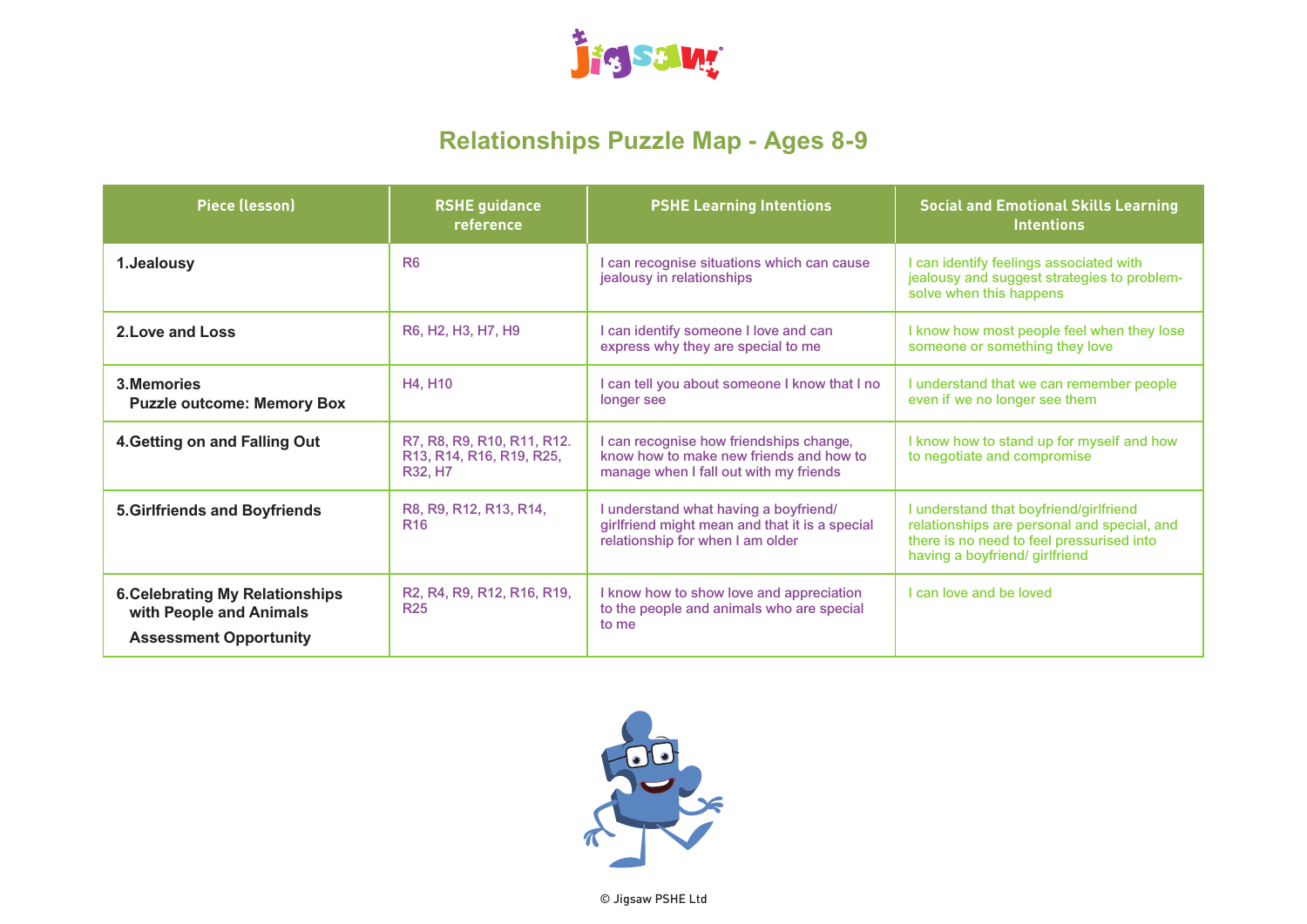# Relationships Puzzle Map - Ages 8-9

| Piece (lesson) | RSHE guidance reference | PSHE Learning Intentions | Social and Emotional Skills Learning Intentions |
|---|---|---|---|
| **1.Jealousy** | R6 | I can recognise situations which can cause jealousy in relationships | I can identify feelings associated with jealousy and suggest strategies to problem-solve when this happens |
| **2.Love and Loss** | R6, H2, H3, H7, H9 | I can identify someone I love and can express why they are special to me | I know how most people feel when they lose someone or something they love |
| **3.Memories** **Puzzle outcome: Memory Box** | H4, H10 | I can tell you about someone I know that I no longer see | I understand that we can remember people even if we no longer see them |
| **4.Getting on and Falling Out** | R7, R8, R9, R10, R11, R12. R13, R14, R16, R19, R25, R32, H7 | I can recognise how friendships change, know how to make new friends and how to manage when I fall out with my friends | I know how to stand up for myself and how to negotiate and compromise |
| **5.Girlfriends and Boyfriends** | R8, R9, R12, R13, R14, R16 | I understand what having a boyfriend/ girlfriend might mean and that it is a special relationship for when I am older | I understand that boyfriend/girlfriend relationships are personal and special, and there is no need to feel pressurised into having a boyfriend/ girlfriend |
| **6.Celebrating My Relationships with People and Animals** **Assessment Opportunity** | R2, R4, R9, R12, R16, R19, R25 | I know how to show love and appreciation to the people and animals who are special to me | I can love and be loved |

© Jigsaw PSHE Ltd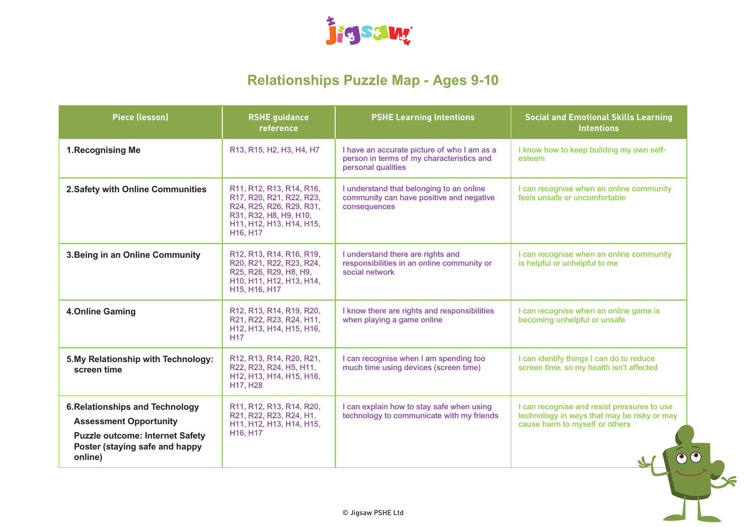# Relationships Puzzle Map - Ages 9-10

| Piece (lesson) | RSHE guidance reference | PSHE Learning Intentions | Social and Emotional Skills Learning Intentions |
|---|---|---|---|
| **1.Recognising Me** | R13, R15, H2, H3, H4, H7 | I have an accurate picture of who I am as a person in terms of my characteristics and personal qualities | I know how to keep building my own self-esteem |
| **2.Safety with Online Communities** | R11, R12, R13, R14, R16, R17, R20, R21, R22, R23, R24, R25, R26, R29, R31, R31, R32, H8, H9, H10, H11, H12, H13, H14, H15, H16, H17 | I understand that belonging to an online community can have positive and negative consequences | I can recognise when an online community feels unsafe or uncomfortable |
| **3.Being in an Online Community** | R12, R13, R14, R16, R19, R20, R21, R22, R23, R24, R25, R26, R29, H8, H9, H10, H11, H12, H13, H14, H15, H16, H17 | I understand there are rights and responsibilities in an online community or social network | I can recognise when an online community is helpful or unhelpful to me |
| **4.Online Gaming** | R12, R13, R14, R19, R20, R21, R22, R23, R24, H11, H12, H13, H14, H15, H16, H17 | I know there are rights and responsibilities when playing a game online | I can recognise when an online game is becoming unhelpful or unsafe |
| **5.My Relationship with Technology: screen time** | R12, R13, R14, R20, R21, R22, R23, R24, H5, H11, H12, H13, H14, H15, H16, H17, H28 | I can recognise when I am spending too much time using devices (screen time) | I can identify things I can do to reduce screen time, so my health isn't affected |
| **6.Relationships and Technology**<br>**Assessment Opportunity**<br>**Puzzle outcome: Internet Safety Poster (staying safe and happy online)** | R11, R12, R13, R14, R20, R21, R22, R23, R24, H1, H11, H12, H13, H14, H15, H16, H17 | I can explain how to stay safe when using technology to communicate with my friends | I can recognise and resist pressures to use technology in ways that may be risky or may cause harm to myself or others |

© Jigsaw PSHE Ltd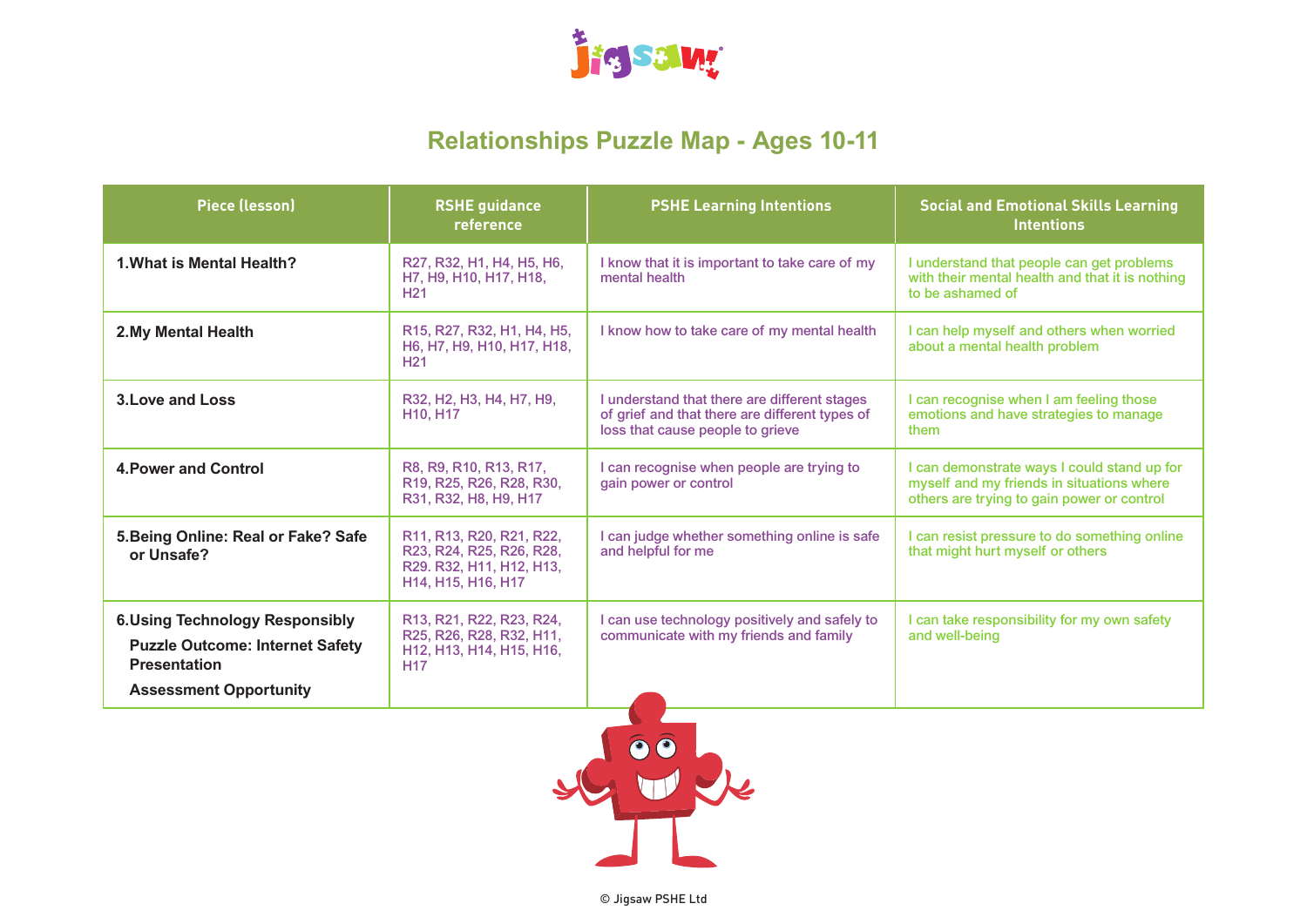# Relationships Puzzle Map - Ages 10-11

| Piece (lesson) | RSHE guidance reference | PSHE Learning Intentions | Social and Emotional Skills Learning Intentions |
|---|---|---|---|
| **1.What is Mental Health?** | R27, R32, H1, H4, H5, H6, H7, H9, H10, H17, H18, H21 | I know that it is important to take care of my mental health | I understand that people can get problems with their mental health and that it is nothing to be ashamed of |
| **2.My Mental Health** | R15, R27, R32, H1, H4, H5, H6, H7, H9, H10, H17, H18, H21 | I know how to take care of my mental health | I can help myself and others when worried about a mental health problem |
| **3.Love and Loss** | R32, H2, H3, H4, H7, H9, H10, H17 | I understand that there are different stages of grief and that there are different types of loss that cause people to grieve | I can recognise when I am feeling those emotions and have strategies to manage them |
| **4.Power and Control** | R8, R9, R10, R13, R17, R19, R25, R26, R28, R30, R31, R32, H8, H9, H17 | I can recognise when people are trying to gain power or control | I can demonstrate ways I could stand up for myself and my friends in situations where others are trying to gain power or control |
| **5.Being Online: Real or Fake? Safe or Unsafe?** | R11, R13, R20, R21, R22, R23, R24, R25, R26, R28, R29. R32, H11, H12, H13, H14, H15, H16, H17 | I can judge whether something online is safe and helpful for me | I can resist pressure to do something online that might hurt myself or others |
| **6.Using Technology Responsibly** <br> **Puzzle Outcome: Internet Safety Presentation** <br> **Assessment Opportunity** | R13, R21, R22, R23, R24, R25, R26, R28, R32, H11, H12, H13, H14, H15, H16, H17 | I can use technology positively and safely to communicate with my friends and family | I can take responsibility for my own safety and well-being |

© Jigsaw PSHE Ltd